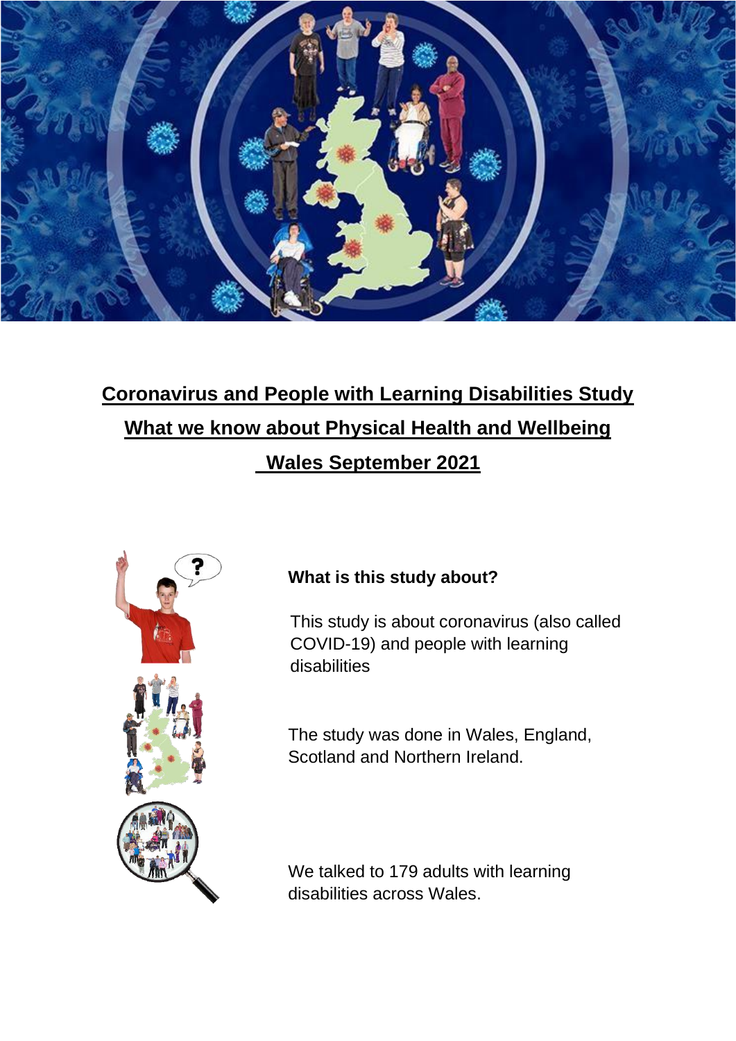# Coronavirus and People with Learning Disabilities Study

## What we know about Physical Health and Wellbeing

## Wales September 2021

### What is this study about?

This study is about coronavirus (also called COVID-19) and people with learning disabilities

The study was done in Wales, England, Scotland and Northern Ireland.

We talked to 179 adults with learning disabilities across Wales.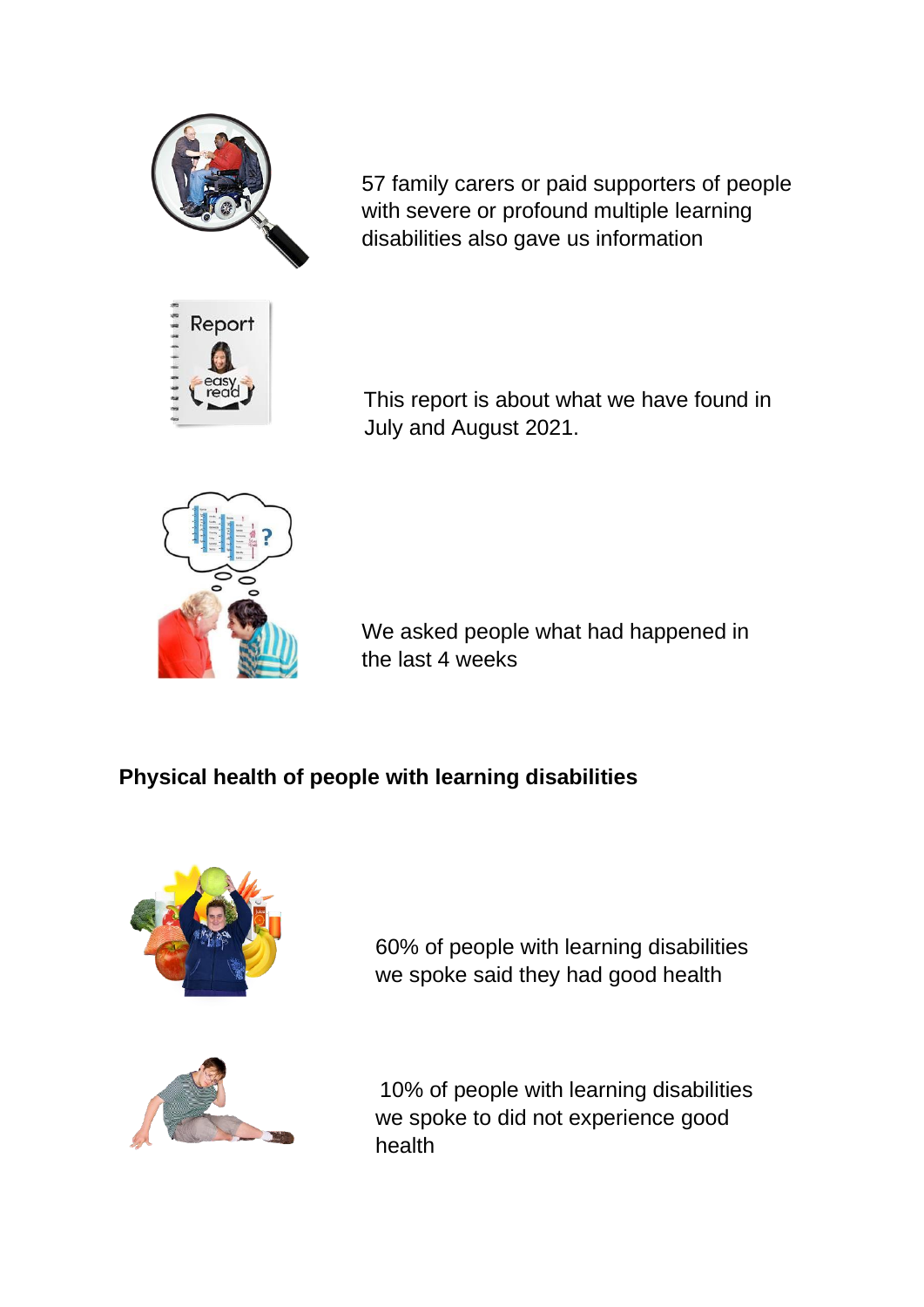57 family carers or paid supporters of people with severe or profound multiple learning disabilities also gave us information

This report is about what we have found in July and August 2021.

We asked people what had happened in the last 4 weeks

**Physical health of people with learning disabilities**

60% of people with learning disabilities we spoke said they had good health

10% of people with learning disabilities we spoke to did not experience good health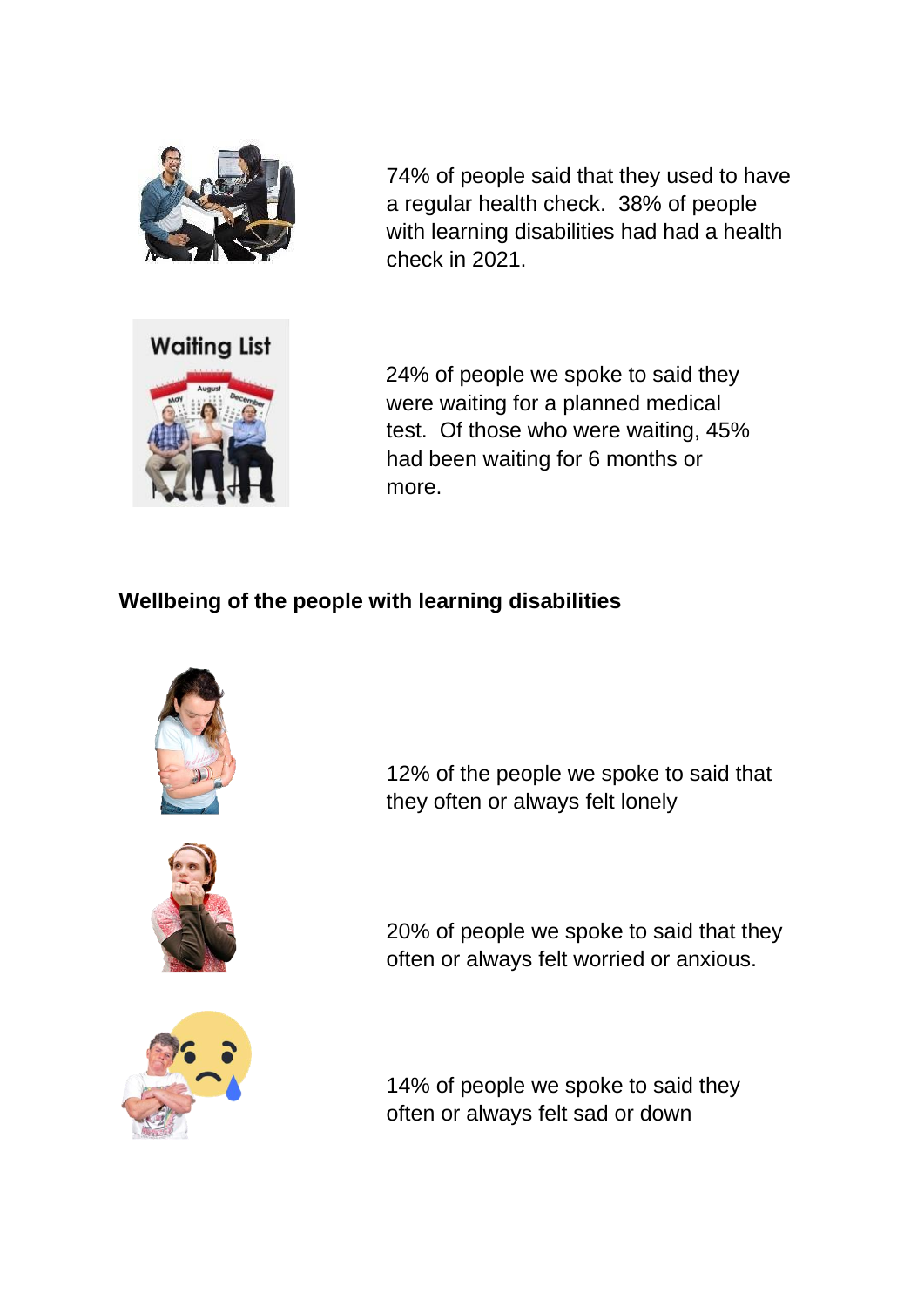74% of people said that they used to have a regular health check. 38% of people with learning disabilities had had a health check in 2021.

24% of people we spoke to said they were waiting for a planned medical test. Of those who were waiting, 45% had been waiting for 6 months or more.

**Wellbeing of the people with learning disabilities**

12% of the people we spoke to said that they often or always felt lonely

20% of people we spoke to said that they often or always felt worried or anxious.

14% of people we spoke to said they often or always felt sad or down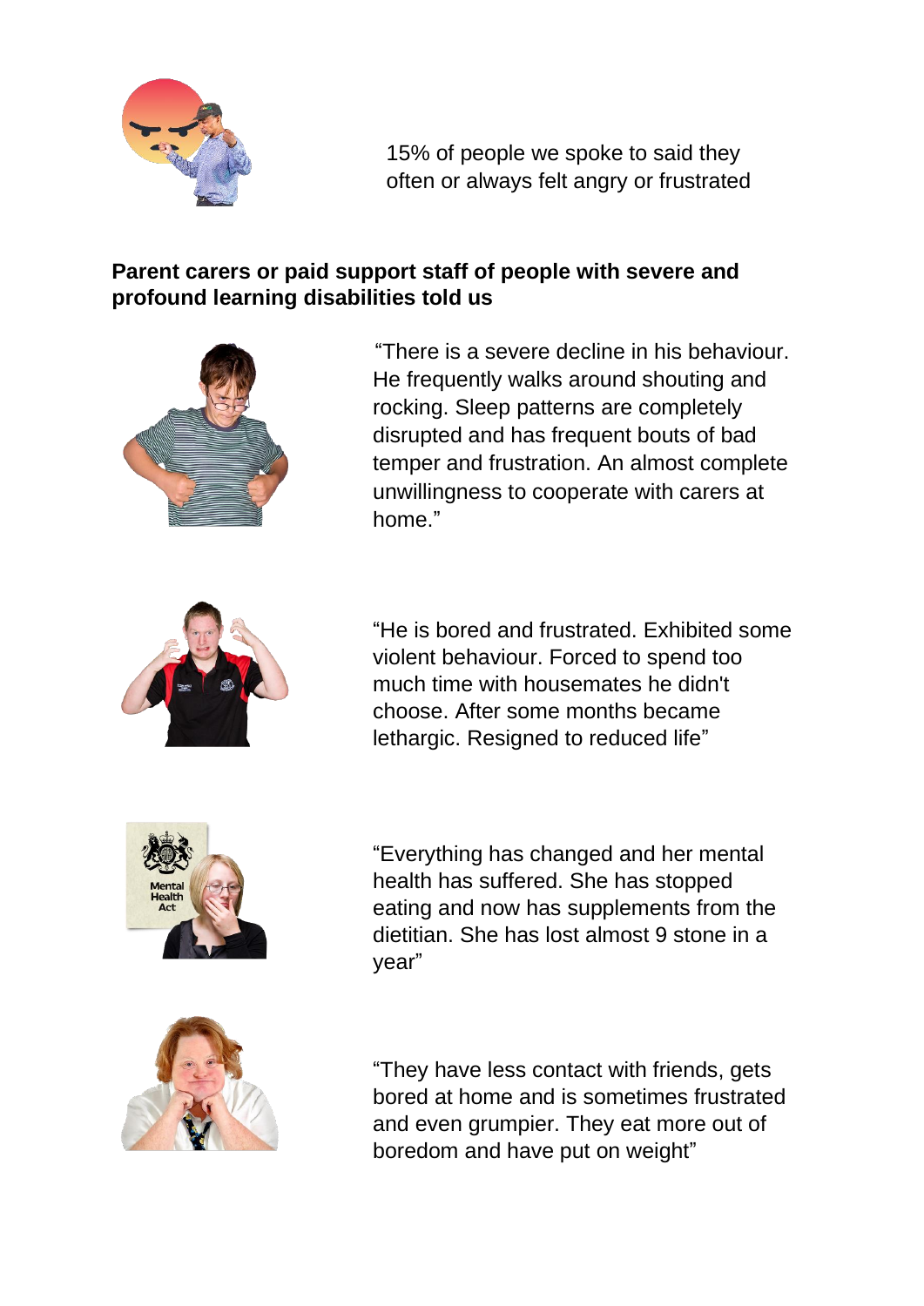15% of people we spoke to said they often or always felt angry or frustrated

**Parent carers or paid support staff of people with severe and profound learning disabilities told us**

"There is a severe decline in his behaviour. He frequently walks around shouting and rocking. Sleep patterns are completely disrupted and has frequent bouts of bad temper and frustration. An almost complete unwillingness to cooperate with carers at home."

"He is bored and frustrated. Exhibited some violent behaviour. Forced to spend too much time with housemates he didn't choose. After some months became lethargic. Resigned to reduced life"

"Everything has changed and her mental health has suffered. She has stopped eating and now has supplements from the dietitian. She has lost almost 9 stone in a year"

"They have less contact with friends, gets bored at home and is sometimes frustrated and even grumpier. They eat more out of boredom and have put on weight"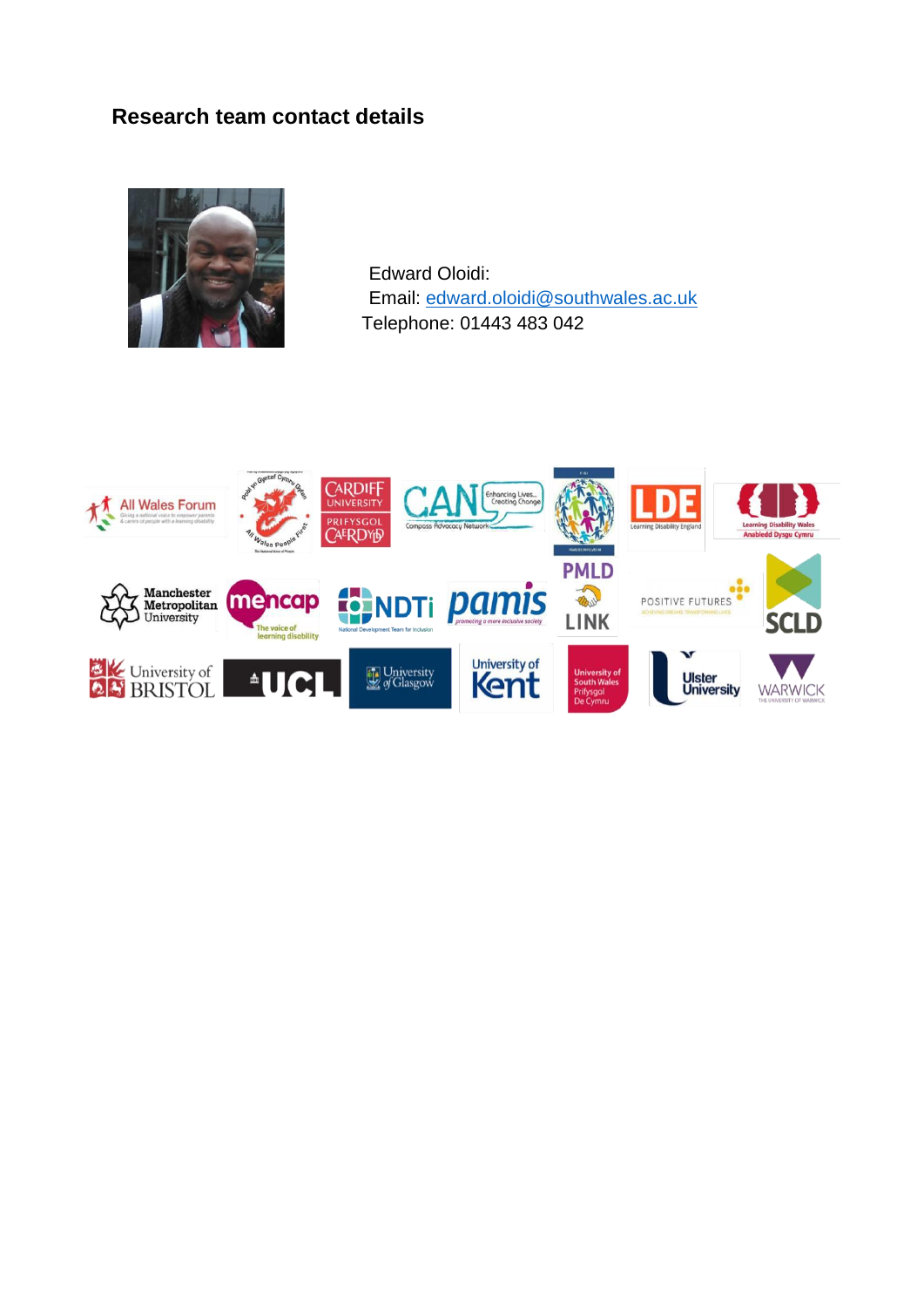## Research team contact details

Edward Oloidi:
Email: edward.oloidi@southwales.ac.uk
Telephone: 01443 483 042